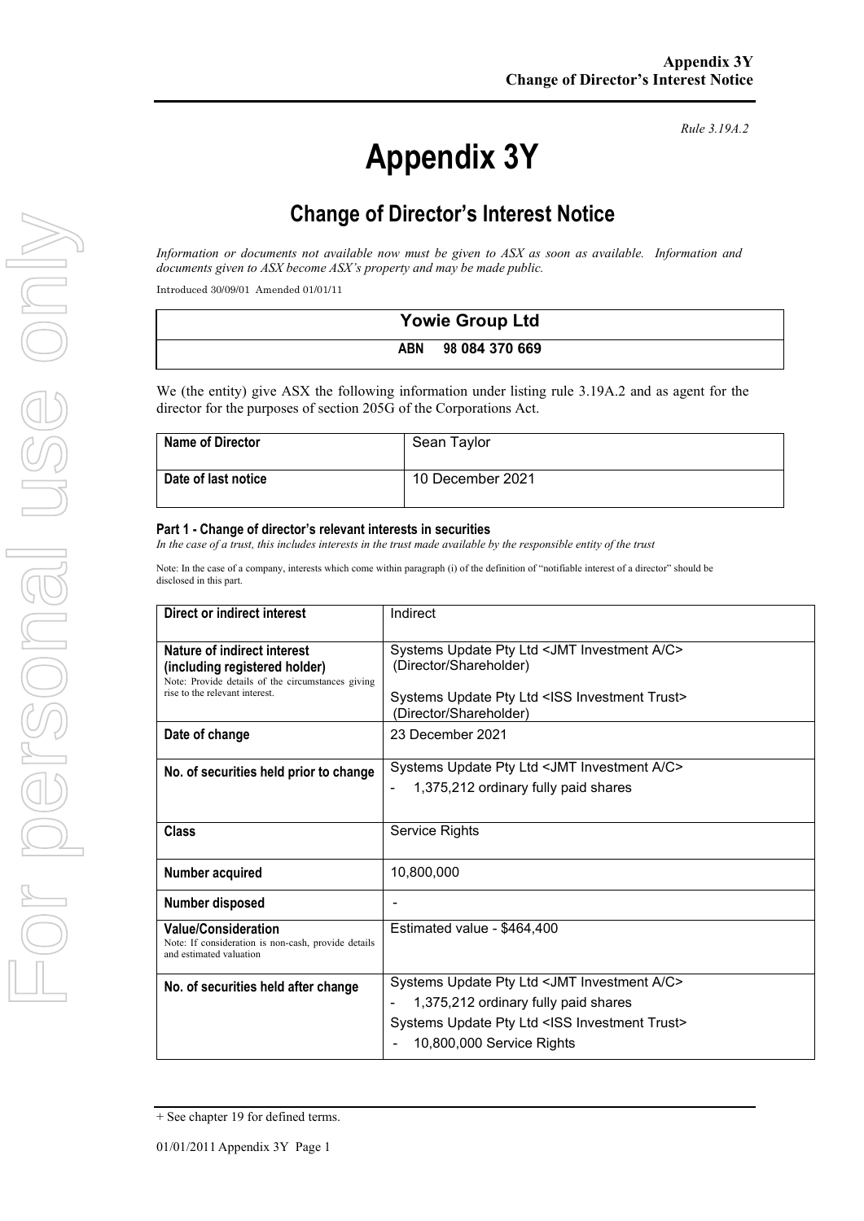*Rule 3.19A.2*

# Appendix 3Y

## Change of Director's Interest Notice

*Information or documents not available now must be given to ASX as soon as available. Information and documents given to ASX become ASX's property and may be made public.*

Introduced 30/09/01 Amended 01/01/11

| Yowie Group Ltd |
|---|
| **ABN 98 084 370 669** |

We (the entity) give ASX the following information under listing rule 3.19A.2 and as agent for the director for the purposes of section 205G of the Corporations Act.

| **Name of Director** | Sean Taylor |
|---|---|
| **Date of last notice** | 10 December 2021 |

#### Part 1 - Change of director's relevant interests in securities

*In the case of a trust, this includes interests in the trust made available by the responsible entity of the trust*

Note: In the case of a company, interests which come within paragraph (i) of the definition of "notifiable interest of a director" should be disclosed in this part.

| **Direct or indirect interest** | Indirect |
|---|---|
| **Nature of indirect interest (including registered holder)**<br>Note: Provide details of the circumstances giving rise to the relevant interest. | Systems Update Pty Ltd <JMT Investment A/C> (Director/Shareholder)<br><br>Systems Update Pty Ltd <ISS Investment Trust> (Director/Shareholder) |
| **Date of change** | 23 December 2021 |
| **No. of securities held prior to change** | Systems Update Pty Ltd <JMT Investment A/C><br>- 1,375,212 ordinary fully paid shares |
| **Class** | Service Rights |
| **Number acquired** | 10,800,000 |
| **Number disposed** | - |
| **Value/Consideration**<br>Note: If consideration is non-cash, provide details and estimated valuation | Estimated value - $464,400 |
| **No. of securities held after change** | Systems Update Pty Ltd <JMT Investment A/C><br>- 1,375,212 ordinary fully paid shares<br>Systems Update Pty Ltd <ISS Investment Trust><br>- 10,800,000 Service Rights |

+ See chapter 19 for defined terms.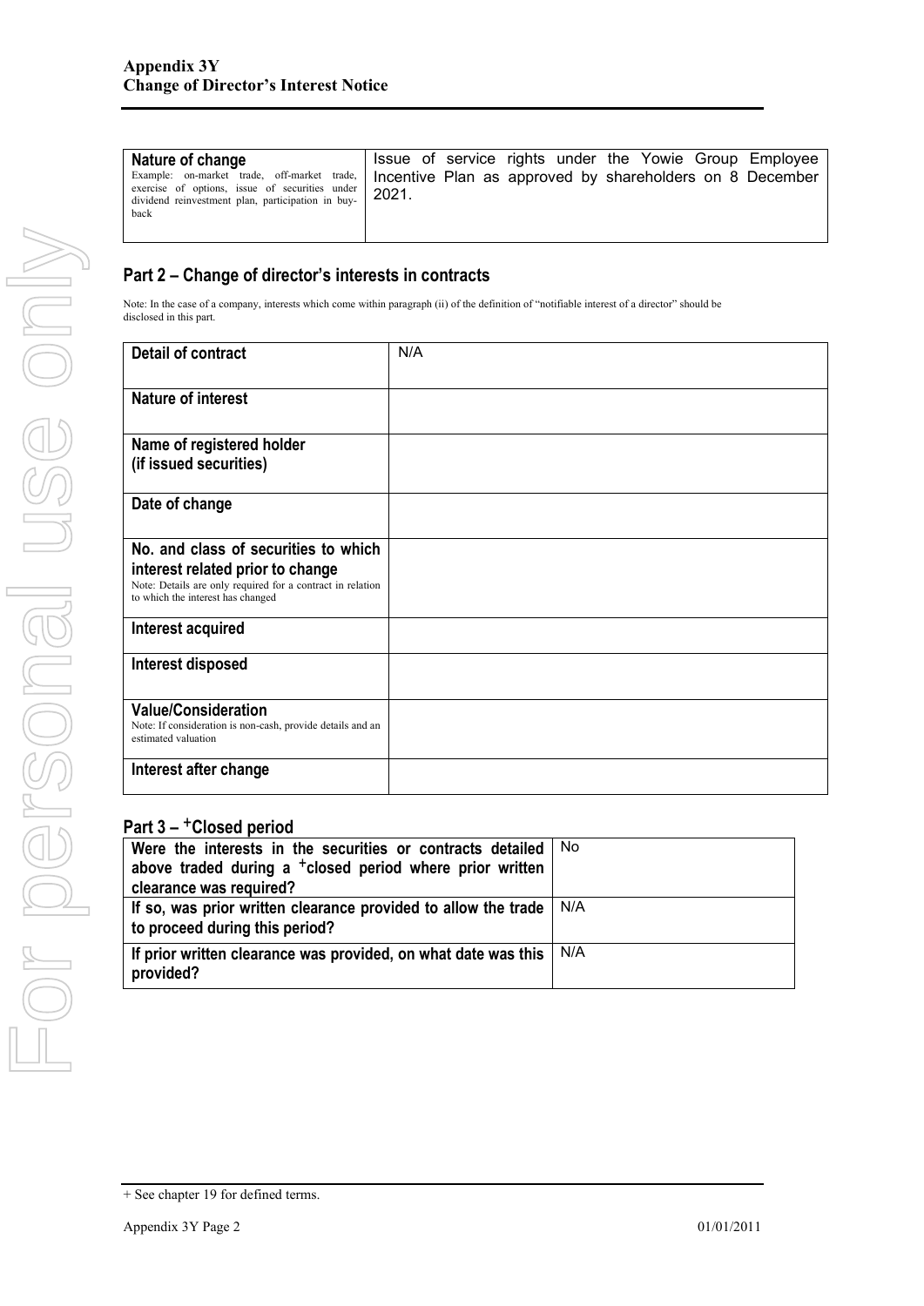| | |
|---|---|
| **Nature of change**<br>Example: on-market trade, off-market trade, exercise of options, issue of securities under dividend reinvestment plan, participation in buy-back | Issue of service rights under the Yowie Group Employee Incentive Plan as approved by shareholders on 8 December 2021. |

## Part 2 – Change of director's interests in contracts

Note: In the case of a company, interests which come within paragraph (ii) of the definition of "notifiable interest of a director" should be disclosed in this part.

| | |
|---|---|
| **Detail of contract** | N/A |
| **Nature of interest** | |
| **Name of registered holder (if issued securities)** | |
| **Date of change** | |
| **No. and class of securities to which interest related prior to change**<br>Note: Details are only required for a contract in relation to which the interest has changed | |
| **Interest acquired** | |
| **Interest disposed** | |
| **Value/Consideration**<br>Note: If consideration is non-cash, provide details and an estimated valuation | |
| **Interest after change** | |

## Part 3 – +Closed period

| | |
|---|---|
| **Were the interests in the securities or contracts detailed above traded during a +closed period where prior written clearance was required?** | No |
| **If so, was prior written clearance provided to allow the trade to proceed during this period?** | N/A |
| **If prior written clearance was provided, on what date was this provided?** | N/A |

+ See chapter 19 for defined terms.